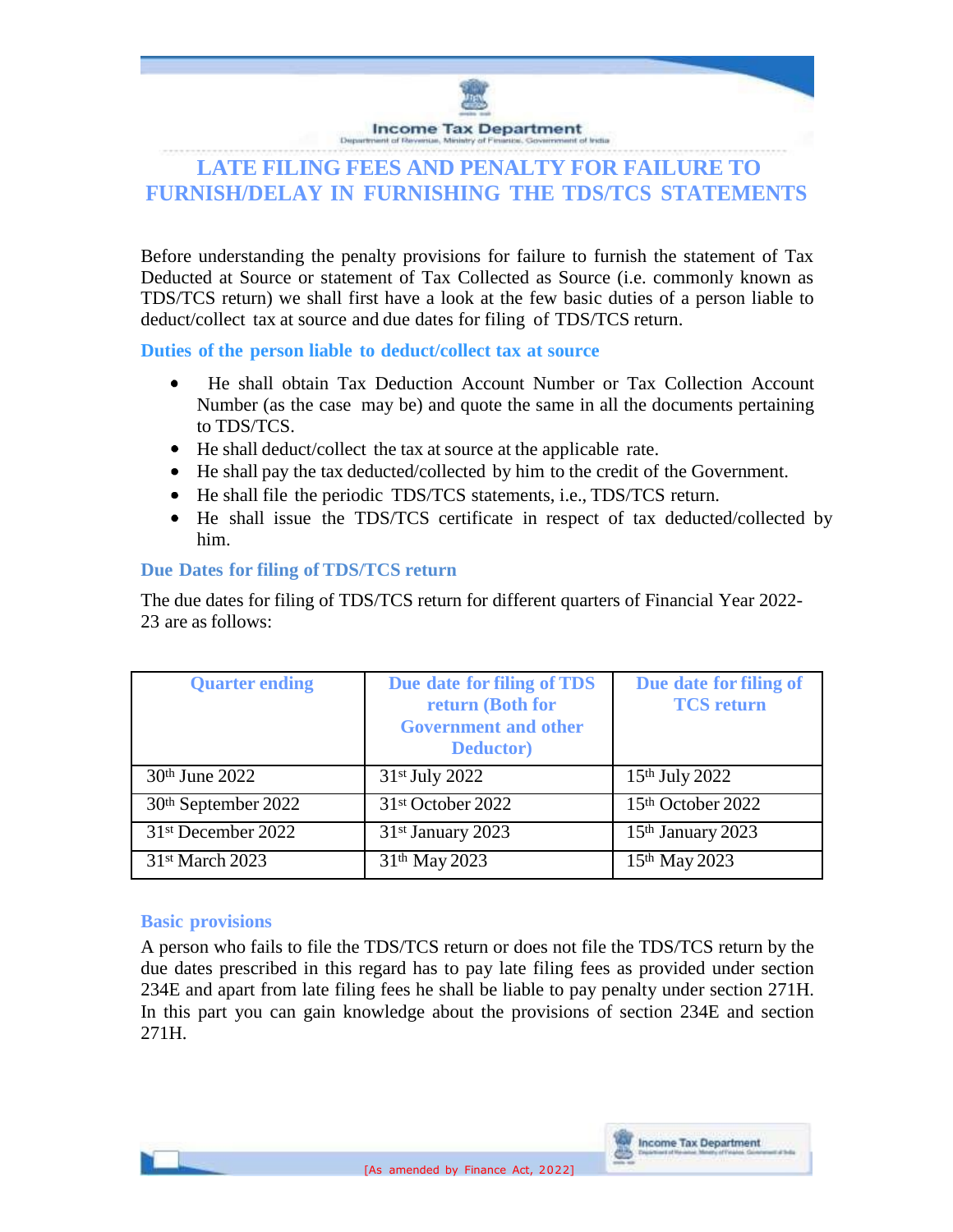# LATE FILING FEES AND PENALTY FOR FAILURE TO FURNISH/DELAY IN FURNISHING THE TDS/TCS STATEMENTS

Before understanding the penalty provisions for failure to furnish the statement of Tax Deducted at Source or statement of Tax Collected as Source (i.e. commonly known as TDS/TCS return) we shall first have a look at the few basic duties of a person liable to deduct/collect tax at source and due dates for filing of TDS/TCS return.

## Duties of the person liable to deduct/collect tax at source

- He shall obtain Tax Deduction Account Number or Tax Collection Account Number (as the case may be) and quote the same in all the documents pertaining to TDS/TCS.
- He shall deduct/collect the tax at source at the applicable rate.
- He shall pay the tax deducted/collected by him to the credit of the Government.
- He shall file the periodic TDS/TCS statements, i.e., TDS/TCS return.
- He shall issue the TDS/TCS certificate in respect of tax deducted/collected by him.

## Due Dates for filing of TDS/TCS return

The due dates for filing of TDS/TCS return for different quarters of Financial Year 2022-23 are as follows:

| Quarter ending | Due date for filing of TDS return (Both for Government and other Deductor) | Due date for filing of TCS return |
|---|---|---|
| 30th June 2022 | 31st July 2022 | 15th July 2022 |
| 30th September 2022 | 31st October 2022 | 15th October 2022 |
| 31st December 2022 | 31st January 2023 | 15th January 2023 |
| 31st March 2023 | 31th May 2023 | 15th May 2023 |

## Basic provisions

A person who fails to file the TDS/TCS return or does not file the TDS/TCS return by the due dates prescribed in this regard has to pay late filing fees as provided under section 234E and apart from late filing fees he shall be liable to pay penalty under section 271H. In this part you can gain knowledge about the provisions of section 234E and section 271H.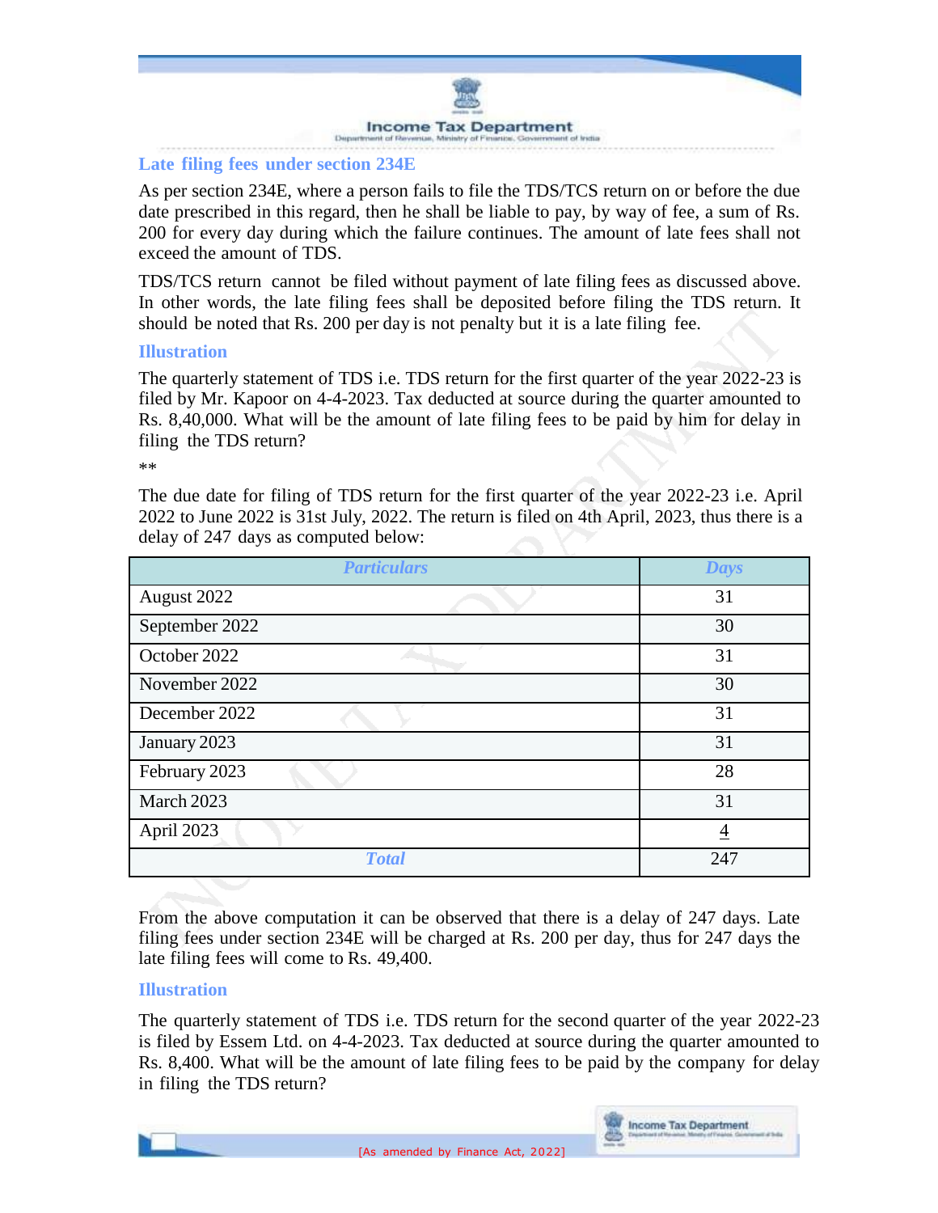## Late filing fees under section 234E

As per section 234E, where a person fails to file the TDS/TCS return on or before the due date prescribed in this regard, then he shall be liable to pay, by way of fee, a sum of Rs. 200 for every day during which the failure continues. The amount of late fees shall not exceed the amount of TDS.

TDS/TCS return cannot be filed without payment of late filing fees as discussed above. In other words, the late filing fees shall be deposited before filing the TDS return. It should be noted that Rs. 200 per day is not penalty but it is a late filing fee.

### Illustration

The quarterly statement of TDS i.e. TDS return for the first quarter of the year 2022-23 is filed by Mr. Kapoor on 4-4-2023. Tax deducted at source during the quarter amounted to Rs. 8,40,000. What will be the amount of late filing fees to be paid by him for delay in filing the TDS return?

**

The due date for filing of TDS return for the first quarter of the year 2022-23 i.e. April 2022 to June 2022 is 31st July, 2022. The return is filed on 4th April, 2023, thus there is a delay of 247 days as computed below:

| *Particulars* | *Days* |
|---|---|
| August 2022 | 31 |
| September 2022 | 30 |
| October 2022 | 31 |
| November 2022 | 30 |
| December 2022 | 31 |
| January 2023 | 31 |
| February 2023 | 28 |
| March 2023 | 31 |
| April 2023 | 4 |
| *Total* | 247 |

From the above computation it can be observed that there is a delay of 247 days. Late filing fees under section 234E will be charged at Rs. 200 per day, thus for 247 days the late filing fees will come to Rs. 49,400.

### Illustration

The quarterly statement of TDS i.e. TDS return for the second quarter of the year 2022-23 is filed by Essem Ltd. on 4-4-2023. Tax deducted at source during the quarter amounted to Rs. 8,400. What will be the amount of late filing fees to be paid by the company for delay in filing the TDS return?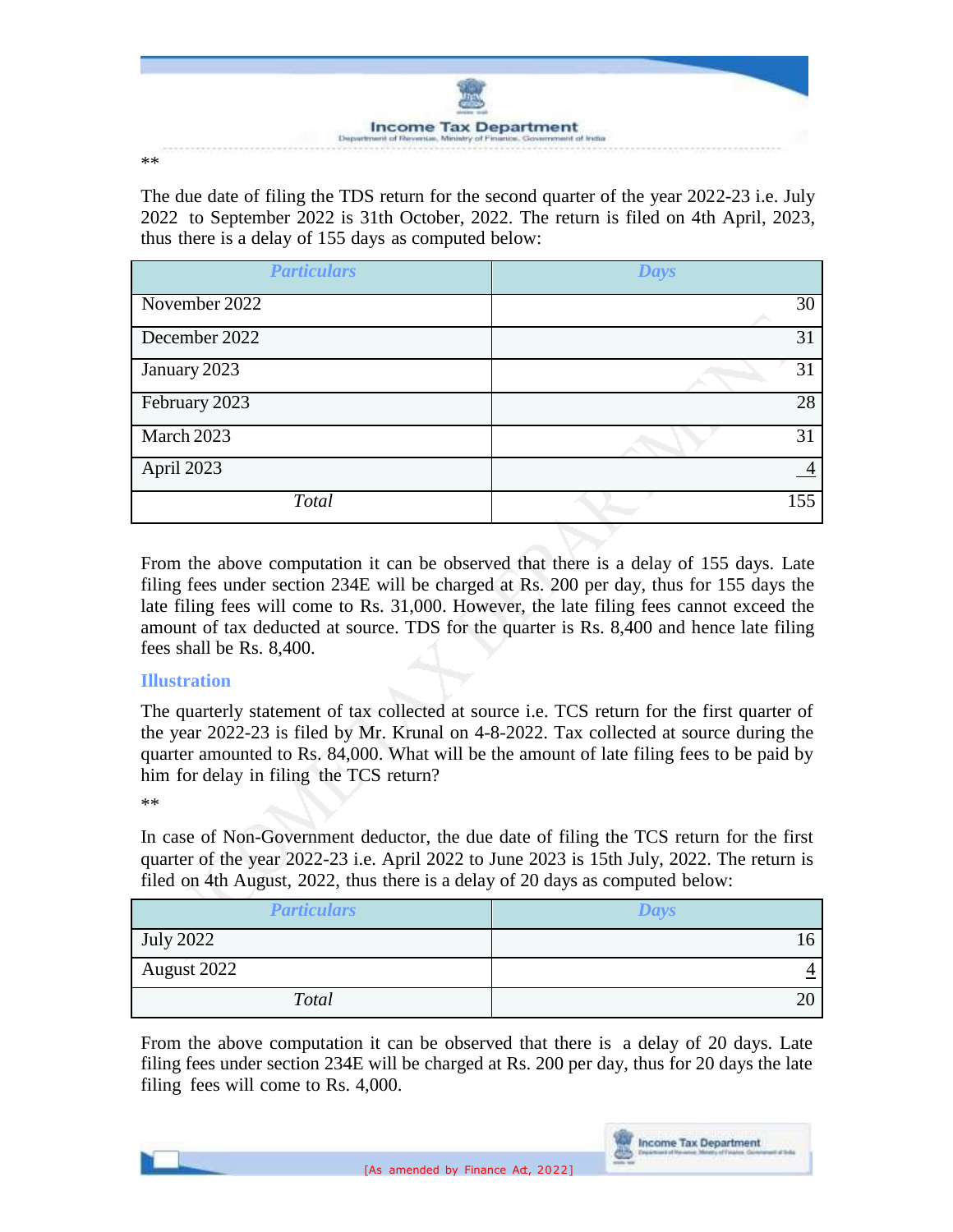**

The due date of filing the TDS return for the second quarter of the year 2022-23 i.e. July 2022 to September 2022 is 31th October, 2022. The return is filed on 4th April, 2023, thus there is a delay of 155 days as computed below:

| *Particulars* | *Days* |
|---|---|
| November 2022 | 30 |
| December 2022 | 31 |
| January 2023 | 31 |
| February 2023 | 28 |
| March 2023 | 31 |
| April 2023 | 4 |
| *Total* | 155 |

From the above computation it can be observed that there is a delay of 155 days. Late filing fees under section 234E will be charged at Rs. 200 per day, thus for 155 days the late filing fees will come to Rs. 31,000. However, the late filing fees cannot exceed the amount of tax deducted at source. TDS for the quarter is Rs. 8,400 and hence late filing fees shall be Rs. 8,400.

### Illustration

The quarterly statement of tax collected at source i.e. TCS return for the first quarter of the year 2022-23 is filed by Mr. Krunal on 4-8-2022. Tax collected at source during the quarter amounted to Rs. 84,000. What will be the amount of late filing fees to be paid by him for delay in filing the TCS return?

**

In case of Non-Government deductor, the due date of filing the TCS return for the first quarter of the year 2022-23 i.e. April 2022 to June 2023 is 15th July, 2022. The return is filed on 4th August, 2022, thus there is a delay of 20 days as computed below:

| *Particulars* | *Days* |
|---|---|
| July 2022 | 16 |
| August 2022 | 4 |
| *Total* | 20 |

From the above computation it can be observed that there is a delay of 20 days. Late filing fees under section 234E will be charged at Rs. 200 per day, thus for 20 days the late filing fees will come to Rs. 4,000.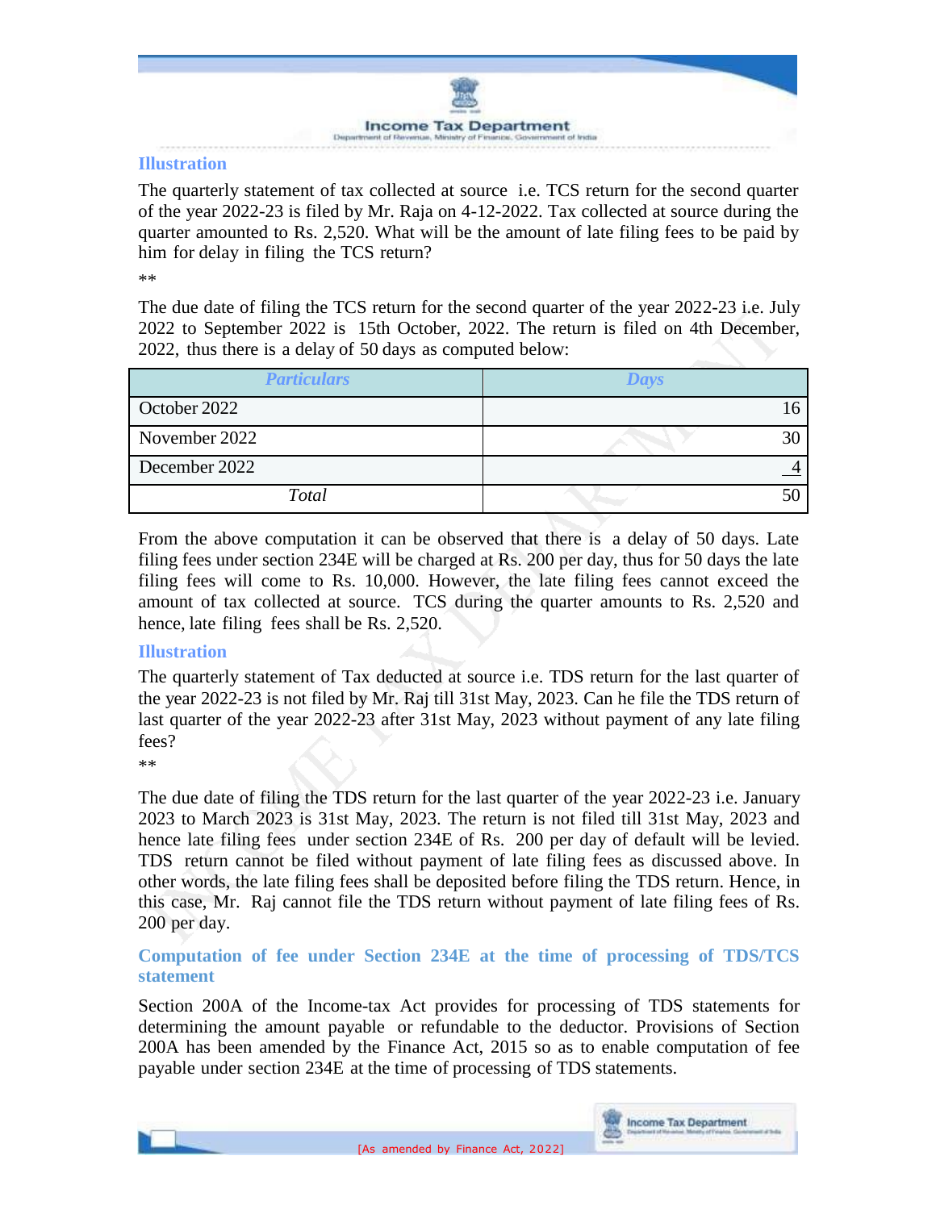### Illustration

The quarterly statement of tax collected at source i.e. TCS return for the second quarter of the year 2022-23 is filed by Mr. Raja on 4-12-2022. Tax collected at source during the quarter amounted to Rs. 2,520. What will be the amount of late filing fees to be paid by him for delay in filing the TCS return?

**

The due date of filing the TCS return for the second quarter of the year 2022-23 i.e. July 2022 to September 2022 is 15th October, 2022. The return is filed on 4th December, 2022, thus there is a delay of 50 days as computed below:

| *Particulars* | *Days* |
|---|---|
| October 2022 | 16 |
| November 2022 | 30 |
| December 2022 | 4 |
| *Total* | 50 |

From the above computation it can be observed that there is a delay of 50 days. Late filing fees under section 234E will be charged at Rs. 200 per day, thus for 50 days the late filing fees will come to Rs. 10,000. However, the late filing fees cannot exceed the amount of tax collected at source. TCS during the quarter amounts to Rs. 2,520 and hence, late filing fees shall be Rs. 2,520.

### Illustration

The quarterly statement of Tax deducted at source i.e. TDS return for the last quarter of the year 2022-23 is not filed by Mr. Raj till 31st May, 2023. Can he file the TDS return of last quarter of the year 2022-23 after 31st May, 2023 without payment of any late filing fees?

**

The due date of filing the TDS return for the last quarter of the year 2022-23 i.e. January 2023 to March 2023 is 31st May, 2023. The return is not filed till 31st May, 2023 and hence late filing fees under section 234E of Rs. 200 per day of default will be levied. TDS return cannot be filed without payment of late filing fees as discussed above. In other words, the late filing fees shall be deposited before filing the TDS return. Hence, in this case, Mr. Raj cannot file the TDS return without payment of late filing fees of Rs. 200 per day.

### Computation of fee under Section 234E at the time of processing of TDS/TCS statement

Section 200A of the Income-tax Act provides for processing of TDS statements for determining the amount payable or refundable to the deductor. Provisions of Section 200A has been amended by the Finance Act, 2015 so as to enable computation of fee payable under section 234E at the time of processing of TDS statements.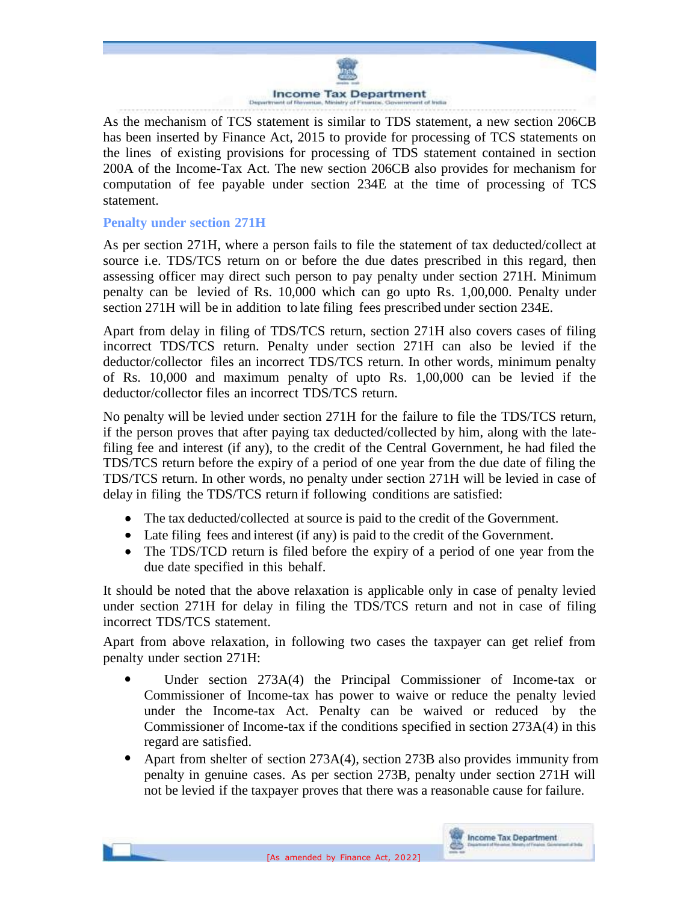As the mechanism of TCS statement is similar to TDS statement, a new section 206CB has been inserted by Finance Act, 2015 to provide for processing of TCS statements on the lines of existing provisions for processing of TDS statement contained in section 200A of the Income-Tax Act. The new section 206CB also provides for mechanism for computation of fee payable under section 234E at the time of processing of TCS statement.

### Penalty under section 271H

As per section 271H, where a person fails to file the statement of tax deducted/collect at source i.e. TDS/TCS return on or before the due dates prescribed in this regard, then assessing officer may direct such person to pay penalty under section 271H. Minimum penalty can be levied of Rs. 10,000 which can go upto Rs. 1,00,000. Penalty under section 271H will be in addition to late filing fees prescribed under section 234E.

Apart from delay in filing of TDS/TCS return, section 271H also covers cases of filing incorrect TDS/TCS return. Penalty under section 271H can also be levied if the deductor/collector files an incorrect TDS/TCS return. In other words, minimum penalty of Rs. 10,000 and maximum penalty of upto Rs. 1,00,000 can be levied if the deductor/collector files an incorrect TDS/TCS return.

No penalty will be levied under section 271H for the failure to file the TDS/TCS return, if the person proves that after paying tax deducted/collected by him, along with the late-filing fee and interest (if any), to the credit of the Central Government, he had filed the TDS/TCS return before the expiry of a period of one year from the due date of filing the TDS/TCS return. In other words, no penalty under section 271H will be levied in case of delay in filing the TDS/TCS return if following conditions are satisfied:

- The tax deducted/collected at source is paid to the credit of the Government.
- Late filing fees and interest (if any) is paid to the credit of the Government.
- The TDS/TCD return is filed before the expiry of a period of one year from the due date specified in this behalf.

It should be noted that the above relaxation is applicable only in case of penalty levied under section 271H for delay in filing the TDS/TCS return and not in case of filing incorrect TDS/TCS statement.

Apart from above relaxation, in following two cases the taxpayer can get relief from penalty under section 271H:

- Under section 273A(4) the Principal Commissioner of Income-tax or Commissioner of Income-tax has power to waive or reduce the penalty levied under the Income-tax Act. Penalty can be waived or reduced by the Commissioner of Income-tax if the conditions specified in section 273A(4) in this regard are satisfied.
- Apart from shelter of section 273A(4), section 273B also provides immunity from penalty in genuine cases. As per section 273B, penalty under section 271H will not be levied if the taxpayer proves that there was a reasonable cause for failure.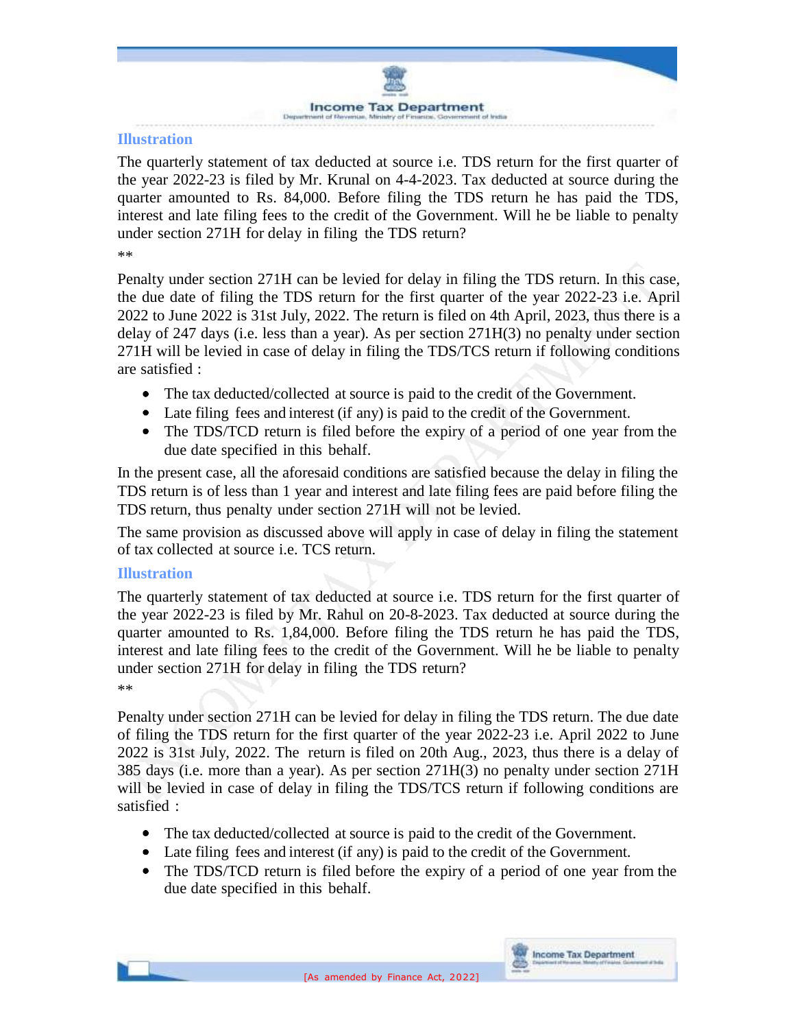### Illustration

The quarterly statement of tax deducted at source i.e. TDS return for the first quarter of the year 2022-23 is filed by Mr. Krunal on 4-4-2023. Tax deducted at source during the quarter amounted to Rs. 84,000. Before filing the TDS return he has paid the TDS, interest and late filing fees to the credit of the Government. Will he be liable to penalty under section 271H for delay in filing the TDS return?

**

Penalty under section 271H can be levied for delay in filing the TDS return. In this case, the due date of filing the TDS return for the first quarter of the year 2022-23 i.e. April 2022 to June 2022 is 31st July, 2022. The return is filed on 4th April, 2023, thus there is a delay of 247 days (i.e. less than a year). As per section 271H(3) no penalty under section 271H will be levied in case of delay in filing the TDS/TCS return if following conditions are satisfied :

- The tax deducted/collected at source is paid to the credit of the Government.
- Late filing fees and interest (if any) is paid to the credit of the Government.
- The TDS/TCD return is filed before the expiry of a period of one year from the due date specified in this behalf.

In the present case, all the aforesaid conditions are satisfied because the delay in filing the TDS return is of less than 1 year and interest and late filing fees are paid before filing the TDS return, thus penalty under section 271H will not be levied.

The same provision as discussed above will apply in case of delay in filing the statement of tax collected at source i.e. TCS return.

### Illustration

The quarterly statement of tax deducted at source i.e. TDS return for the first quarter of the year 2022-23 is filed by Mr. Rahul on 20-8-2023. Tax deducted at source during the quarter amounted to Rs. 1,84,000. Before filing the TDS return he has paid the TDS, interest and late filing fees to the credit of the Government. Will he be liable to penalty under section 271H for delay in filing the TDS return?

**

Penalty under section 271H can be levied for delay in filing the TDS return. The due date of filing the TDS return for the first quarter of the year 2022-23 i.e. April 2022 to June 2022 is 31st July, 2022. The return is filed on 20th Aug., 2023, thus there is a delay of 385 days (i.e. more than a year). As per section 271H(3) no penalty under section 271H will be levied in case of delay in filing the TDS/TCS return if following conditions are satisfied :

- The tax deducted/collected at source is paid to the credit of the Government.
- Late filing fees and interest (if any) is paid to the credit of the Government.
- The TDS/TCD return is filed before the expiry of a period of one year from the due date specified in this behalf.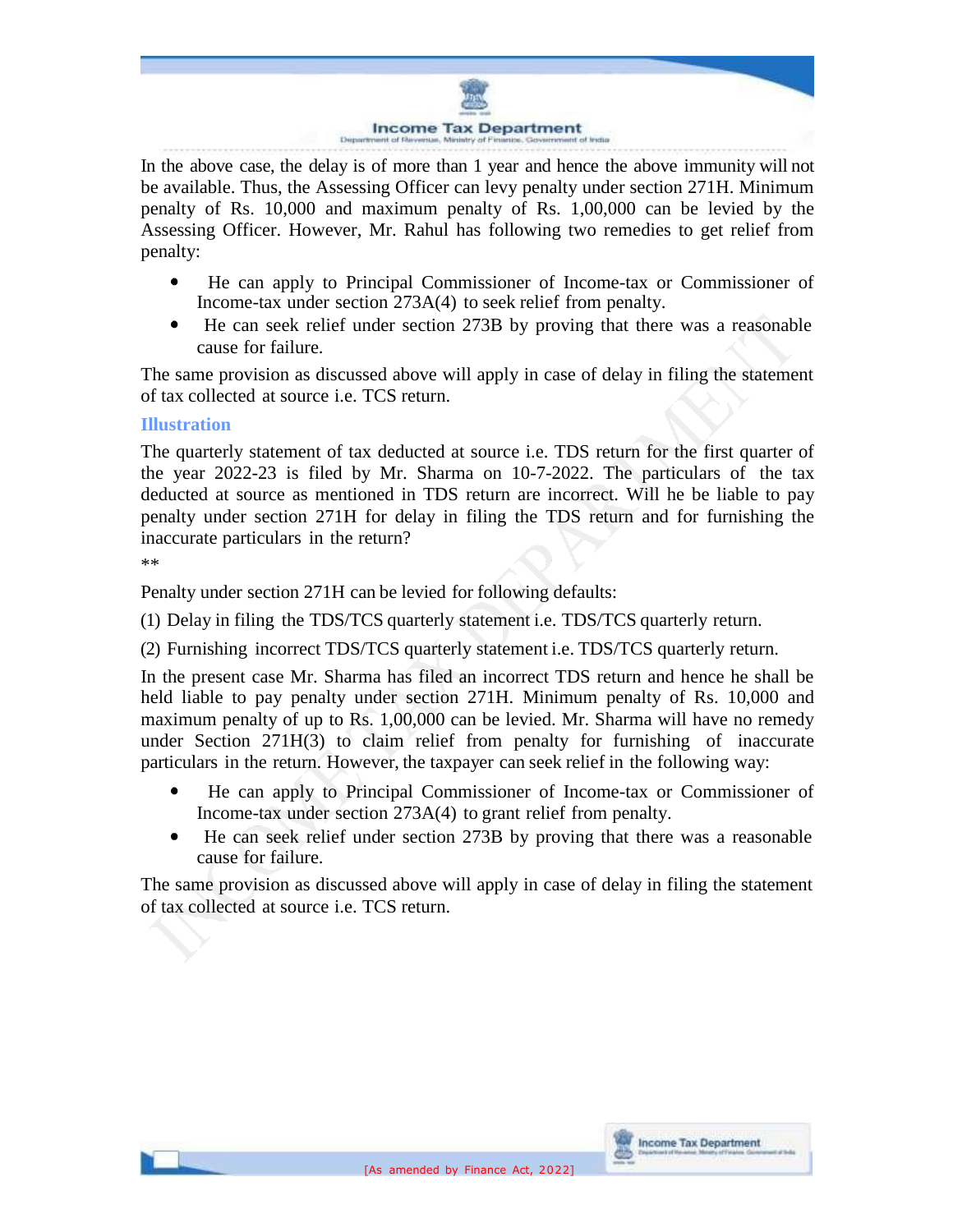In the above case, the delay is of more than 1 year and hence the above immunity will not be available. Thus, the Assessing Officer can levy penalty under section 271H. Minimum penalty of Rs. 10,000 and maximum penalty of Rs. 1,00,000 can be levied by the Assessing Officer. However, Mr. Rahul has following two remedies to get relief from penalty:

- He can apply to Principal Commissioner of Income-tax or Commissioner of Income-tax under section 273A(4) to seek relief from penalty.
- He can seek relief under section 273B by proving that there was a reasonable cause for failure.

The same provision as discussed above will apply in case of delay in filing the statement of tax collected at source i.e. TCS return.

### Illustration

The quarterly statement of tax deducted at source i.e. TDS return for the first quarter of the year 2022-23 is filed by Mr. Sharma on 10-7-2022. The particulars of the tax deducted at source as mentioned in TDS return are incorrect. Will he be liable to pay penalty under section 271H for delay in filing the TDS return and for furnishing the inaccurate particulars in the return?

**

Penalty under section 271H can be levied for following defaults:

(1) Delay in filing the TDS/TCS quarterly statement i.e. TDS/TCS quarterly return.

(2) Furnishing incorrect TDS/TCS quarterly statement i.e. TDS/TCS quarterly return.

In the present case Mr. Sharma has filed an incorrect TDS return and hence he shall be held liable to pay penalty under section 271H. Minimum penalty of Rs. 10,000 and maximum penalty of up to Rs. 1,00,000 can be levied. Mr. Sharma will have no remedy under Section 271H(3) to claim relief from penalty for furnishing of inaccurate particulars in the return. However, the taxpayer can seek relief in the following way:

- He can apply to Principal Commissioner of Income-tax or Commissioner of Income-tax under section 273A(4) to grant relief from penalty.
- He can seek relief under section 273B by proving that there was a reasonable cause for failure.

The same provision as discussed above will apply in case of delay in filing the statement of tax collected at source i.e. TCS return.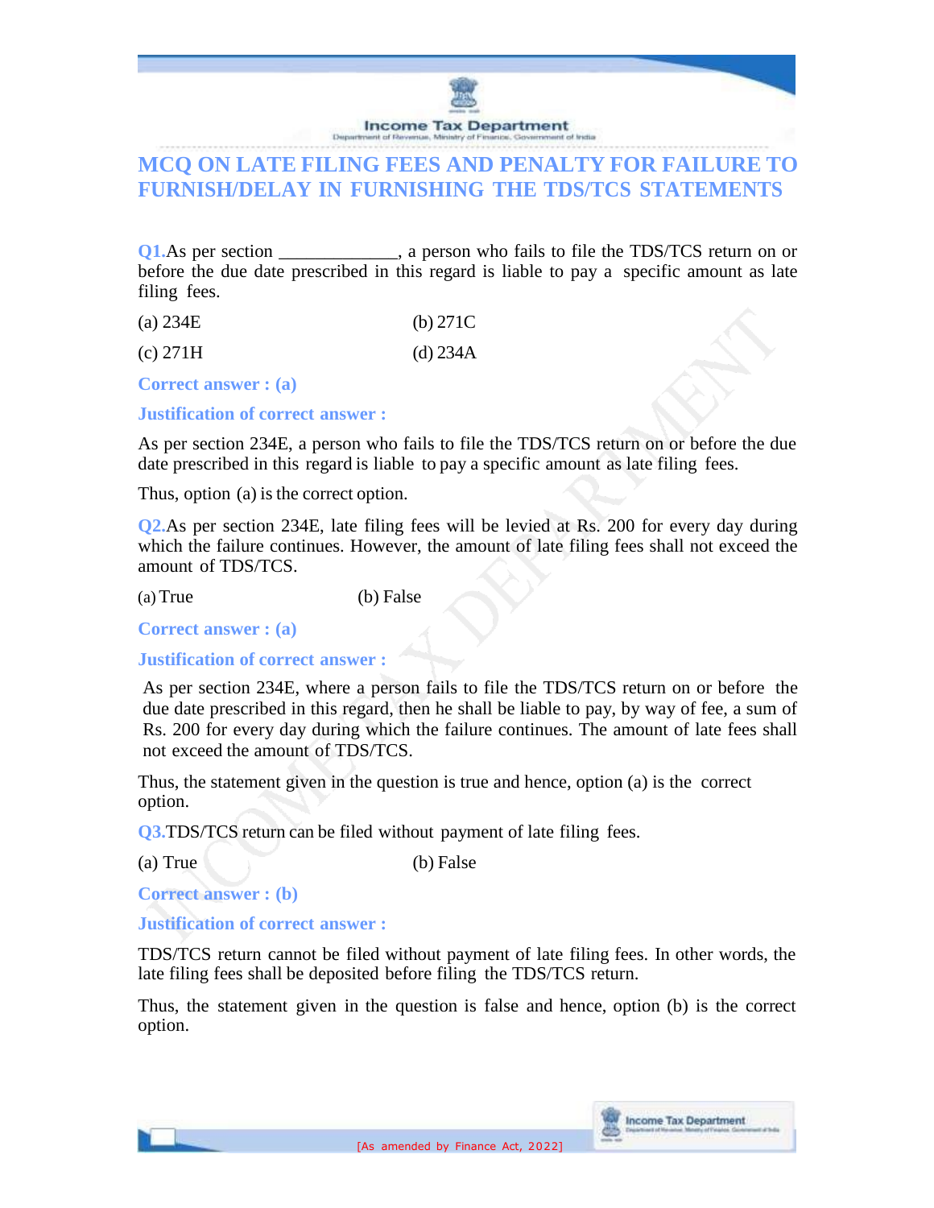# MCQ ON LATE FILING FEES AND PENALTY FOR FAILURE TO FURNISH/DELAY IN FURNISHING THE TDS/TCS STATEMENTS

**Q1.** As per section _____________, a person who fails to file the TDS/TCS return on or before the due date prescribed in this regard is liable to pay a specific amount as late filing fees.

(a) 234E (b) 271C

(c) 271H (d) 234A

**Correct answer : (a)**

**Justification of correct answer :**

As per section 234E, a person who fails to file the TDS/TCS return on or before the due date prescribed in this regard is liable to pay a specific amount as late filing fees.

Thus, option (a) is the correct option.

**Q2.** As per section 234E, late filing fees will be levied at Rs. 200 for every day during which the failure continues. However, the amount of late filing fees shall not exceed the amount of TDS/TCS.

(a) True (b) False

**Correct answer : (a)**

**Justification of correct answer :**

As per section 234E, where a person fails to file the TDS/TCS return on or before the due date prescribed in this regard, then he shall be liable to pay, by way of fee, a sum of Rs. 200 for every day during which the failure continues. The amount of late fees shall not exceed the amount of TDS/TCS.

Thus, the statement given in the question is true and hence, option (a) is the correct option.

**Q3.** TDS/TCS return can be filed without payment of late filing fees.

(a) True (b) False

**Correct answer : (b)**

**Justification of correct answer :**

TDS/TCS return cannot be filed without payment of late filing fees. In other words, the late filing fees shall be deposited before filing the TDS/TCS return.

Thus, the statement given in the question is false and hence, option (b) is the correct option.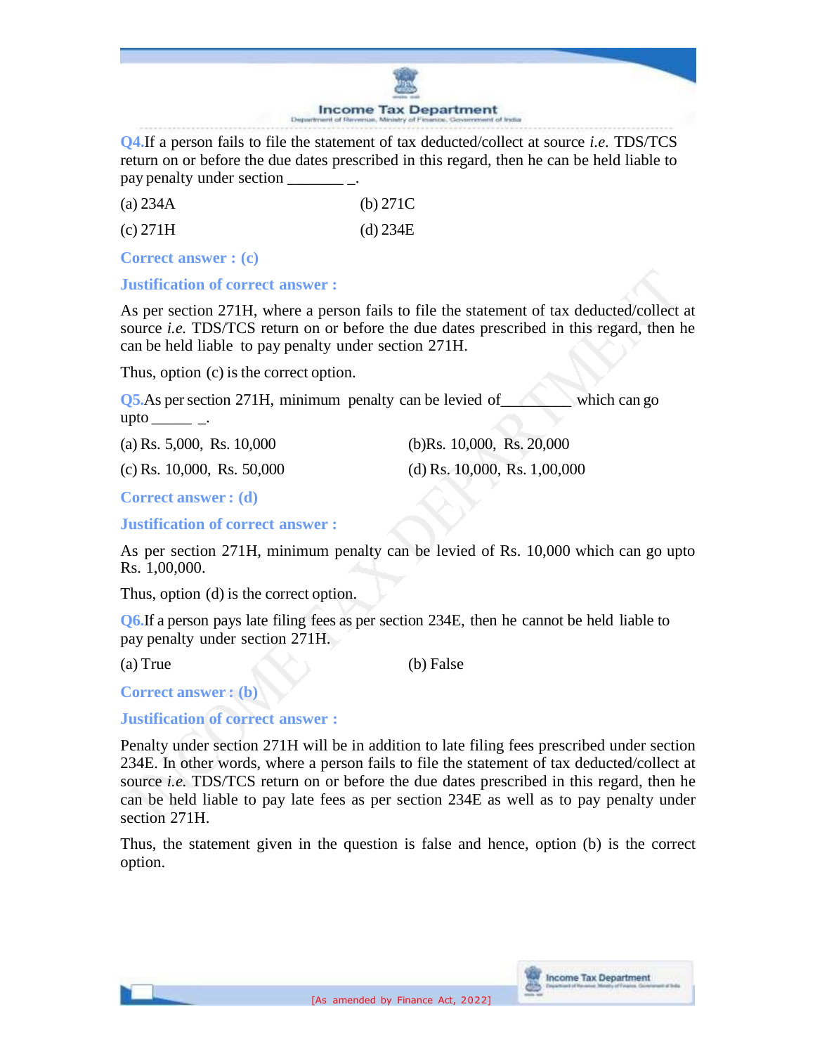**Q4.** If a person fails to file the statement of tax deducted/collect at source *i.e.* TDS/TCS return on or before the due dates prescribed in this regard, then he can be held liable to pay penalty under section ________.

(a) 234A (b) 271C

(c) 271H (d) 234E

**Correct answer : (c)**

**Justification of correct answer :**

As per section 271H, where a person fails to file the statement of tax deducted/collect at source *i.e.* TDS/TCS return on or before the due dates prescribed in this regard, then he can be held liable to pay penalty under section 271H.

Thus, option (c) is the correct option.

**Q5.** As per section 271H, minimum penalty can be levied of_________ which can go upto ______.

(a) Rs. 5,000, Rs. 10,000 (b) Rs. 10,000, Rs. 20,000

(c) Rs. 10,000, Rs. 50,000 (d) Rs. 10,000, Rs. 1,00,000

**Correct answer : (d)**

**Justification of correct answer :**

As per section 271H, minimum penalty can be levied of Rs. 10,000 which can go upto Rs. 1,00,000.

Thus, option (d) is the correct option.

**Q6.** If a person pays late filing fees as per section 234E, then he cannot be held liable to pay penalty under section 271H.

(a) True (b) False

**Correct answer : (b)**

**Justification of correct answer :**

Penalty under section 271H will be in addition to late filing fees prescribed under section 234E. In other words, where a person fails to file the statement of tax deducted/collect at source *i.e.* TDS/TCS return on or before the due dates prescribed in this regard, then he can be held liable to pay late fees as per section 234E as well as to pay penalty under section 271H.

Thus, the statement given in the question is false and hence, option (b) is the correct option.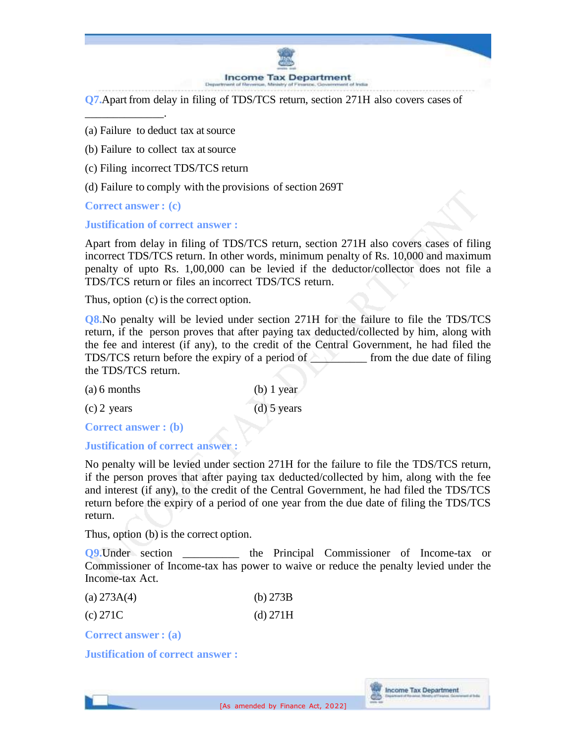**Q7.** Apart from delay in filing of TDS/TCS return, section 271H also covers cases of _____________.

(a) Failure to deduct tax at source

(b) Failure to collect tax at source

(c) Filing incorrect TDS/TCS return

(d) Failure to comply with the provisions of section 269T

**Correct answer : (c)**

**Justification of correct answer :**

Apart from delay in filing of TDS/TCS return, section 271H also covers cases of filing incorrect TDS/TCS return. In other words, minimum penalty of Rs. 10,000 and maximum penalty of upto Rs. 1,00,000 can be levied if the deductor/collector does not file a TDS/TCS return or files an incorrect TDS/TCS return.

Thus, option (c) is the correct option.

**Q8.** No penalty will be levied under section 271H for the failure to file the TDS/TCS return, if the person proves that after paying tax deducted/collected by him, along with the fee and interest (if any), to the credit of the Central Government, he had filed the TDS/TCS return before the expiry of a period of __________ from the due date of filing the TDS/TCS return.

(a) 6 months  (b) 1 year

(c) 2 years  (d) 5 years

**Correct answer : (b)**

**Justification of correct answer :**

No penalty will be levied under section 271H for the failure to file the TDS/TCS return, if the person proves that after paying tax deducted/collected by him, along with the fee and interest (if any), to the credit of the Central Government, he had filed the TDS/TCS return before the expiry of a period of one year from the due date of filing the TDS/TCS return.

Thus, option (b) is the correct option.

**Q9.** Under section __________ the Principal Commissioner of Income-tax or Commissioner of Income-tax has power to waive or reduce the penalty levied under the Income-tax Act.

(a) 273A(4)  (b) 273B

(c) 271C  (d) 271H

**Correct answer : (a)**

**Justification of correct answer :**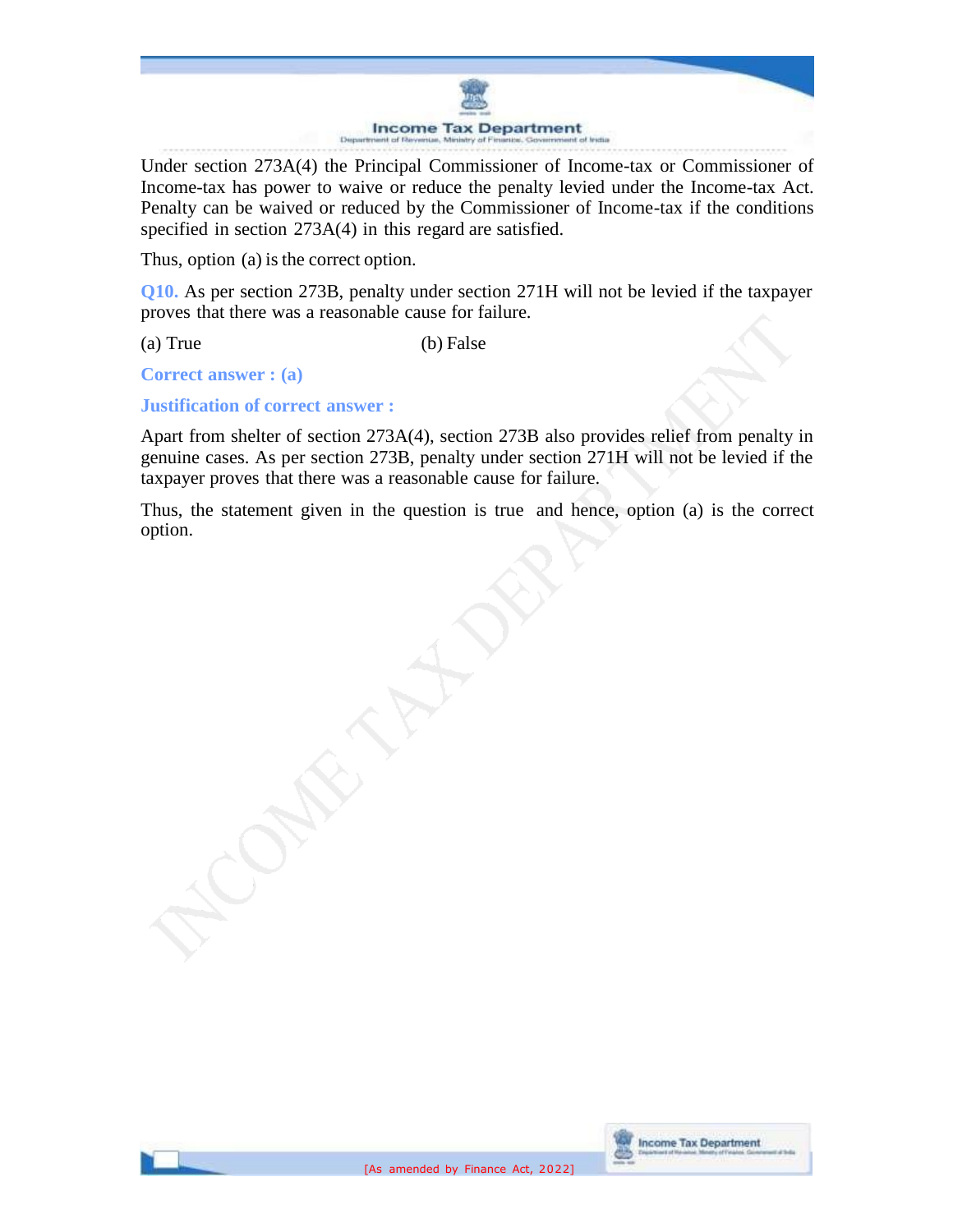Under section 273A(4) the Principal Commissioner of Income-tax or Commissioner of Income-tax has power to waive or reduce the penalty levied under the Income-tax Act. Penalty can be waived or reduced by the Commissioner of Income-tax if the conditions specified in section 273A(4) in this regard are satisfied.

Thus, option (a) is the correct option.

**Q10.** As per section 273B, penalty under section 271H will not be levied if the taxpayer proves that there was a reasonable cause for failure.

(a) True (b) False

**Correct answer : (a)**

**Justification of correct answer :**

Apart from shelter of section 273A(4), section 273B also provides relief from penalty in genuine cases. As per section 273B, penalty under section 271H will not be levied if the taxpayer proves that there was a reasonable cause for failure.

Thus, the statement given in the question is true and hence, option (a) is the correct option.